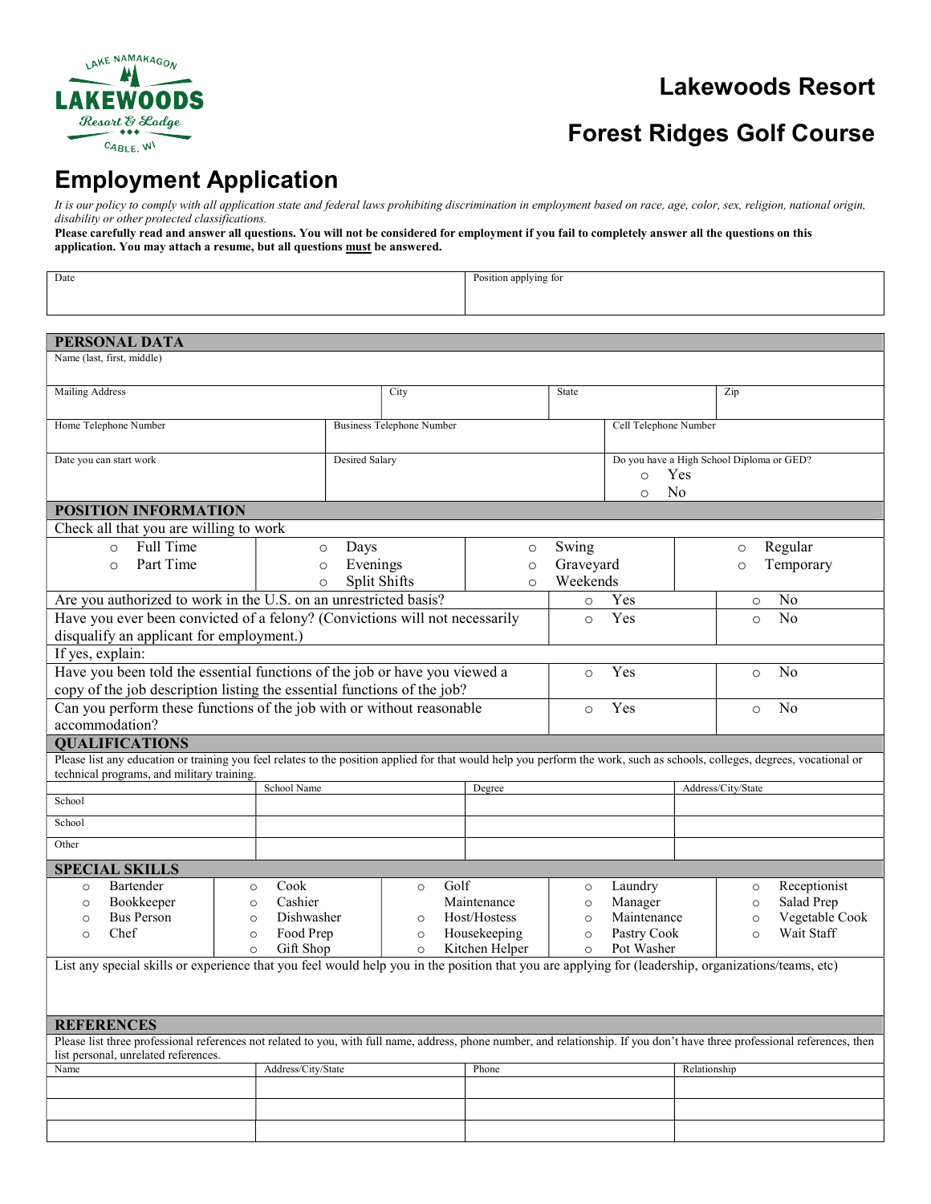# Lakewoods Resort

## Forest Ridges Golf Course

# Employment Application

*It is our policy to comply with all application state and federal laws prohibiting discrimination in employment based on race, age, color, sex, religion, national origin, disability or other protected classifications.*

**Please carefully read and answer all questions. You will not be considered for employment if you fail to completely answer all the questions on this application. You may attach a resume, but all questions must be answered.**

| Date | Position applying for |
|---|---|
| | |

## PERSONAL DATA

| | | | |
|---|---|---|---|
| Name (last, first, middle) | | | |
| Mailing Address | City | State | Zip |
| Home Telephone Number | Business Telephone Number | Cell Telephone Number | |
| Date you can start work | Desired Salary | Do you have a High School Diploma or GED? ○ Yes ○ No | |

## POSITION INFORMATION

Check all that you are willing to work

| | | | |
|---|---|---|---|
| ○ Full Time | ○ Days | ○ Swing | ○ Regular |
| ○ Part Time | ○ Evenings | ○ Graveyard | ○ Temporary |
| | ○ Split Shifts | ○ Weekends | |

| | | |
|---|---|---|
| Are you authorized to work in the U.S. on an unrestricted basis? | ○ Yes | ○ No |
| Have you ever been convicted of a felony? (Convictions will not necessarily disqualify an applicant for employment.) | ○ Yes | ○ No |
| If yes, explain: | | |
| Have you been told the essential functions of the job or have you viewed a copy of the job description listing the essential functions of the job? | ○ Yes | ○ No |
| Can you perform these functions of the job with or without reasonable accommodation? | ○ Yes | ○ No |

## QUALIFICATIONS

Please list any education or training you feel relates to the position applied for that would help you perform the work, such as schools, colleges, degrees, vocational or technical programs, and military training.

| | School Name | Degree | Address/City/State |
|---|---|---|---|
| School | | | |
| School | | | |
| Other | | | |

## SPECIAL SKILLS

| | | | | |
|---|---|---|---|---|
| ○ Bartender | ○ Cook | ○ Golf Maintenance | ○ Laundry | ○ Receptionist |
| ○ Bookkeeper | ○ Cashier | ○ Host/Hostess | ○ Manager | ○ Salad Prep |
| ○ Bus Person | ○ Dishwasher | ○ Housekeeping | ○ Maintenance | ○ Vegetable Cook |
| ○ Chef | ○ Food Prep | ○ Kitchen Helper | ○ Pastry Cook | ○ Wait Staff |
| | ○ Gift Shop | | ○ Pot Washer | |

List any special skills or experience that you feel would help you in the position that you are applying for (leadership, organizations/teams, etc)

## REFERENCES

Please list three professional references not related to you, with full name, address, phone number, and relationship. If you don't have three professional references, then list personal, unrelated references.

| Name | Address/City/State | Phone | Relationship |
|---|---|---|---|
| | | | |
| | | | |
| | | | |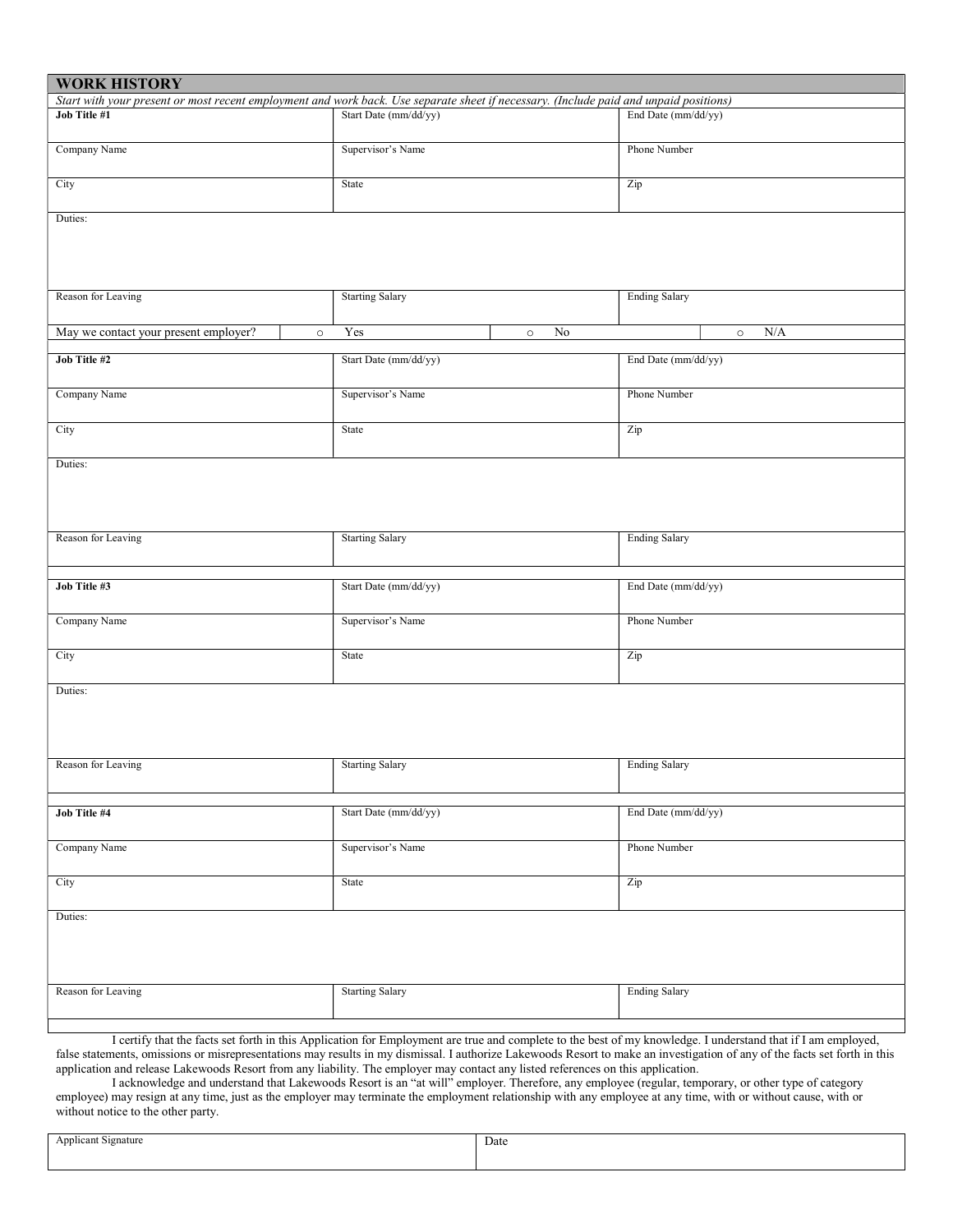## WORK HISTORY

*Start with your present or most recent employment and work back. Use separate sheet if necessary. (Include paid and unpaid positions)*

| | | |
|---|---|---|
| **Job Title #1** | Start Date (mm/dd/yy) | End Date (mm/dd/yy) |
| Company Name | Supervisor's Name | Phone Number |
| City | State | Zip |
| Duties: | | |
| Reason for Leaving | Starting Salary | Ending Salary |

| | | | |
|---|---|---|---|
| May we contact your present employer? | ○ Yes | ○ No | ○ N/A |

| | | |
|---|---|---|
| **Job Title #2** | Start Date (mm/dd/yy) | End Date (mm/dd/yy) |
| Company Name | Supervisor's Name | Phone Number |
| City | State | Zip |
| Duties: | | |
| Reason for Leaving | Starting Salary | Ending Salary |

| | | |
|---|---|---|
| **Job Title #3** | Start Date (mm/dd/yy) | End Date (mm/dd/yy) |
| Company Name | Supervisor's Name | Phone Number |
| City | State | Zip |
| Duties: | | |
| Reason for Leaving | Starting Salary | Ending Salary |

| | | |
|---|---|---|
| **Job Title #4** | Start Date (mm/dd/yy) | End Date (mm/dd/yy) |
| Company Name | Supervisor's Name | Phone Number |
| City | State | Zip |
| Duties: | | |
| Reason for Leaving | Starting Salary | Ending Salary |

I certify that the facts set forth in this Application for Employment are true and complete to the best of my knowledge. I understand that if I am employed, false statements, omissions or misrepresentations may results in my dismissal. I authorize Lakewoods Resort to make an investigation of any of the facts set forth in this application and release Lakewoods Resort from any liability. The employer may contact any listed references on this application.

I acknowledge and understand that Lakewoods Resort is an "at will" employer. Therefore, any employee (regular, temporary, or other type of category employee) may resign at any time, just as the employer may terminate the employment relationship with any employee at any time, with or without cause, with or without notice to the other party.

| | |
|---|---|
| Applicant Signature | Date |